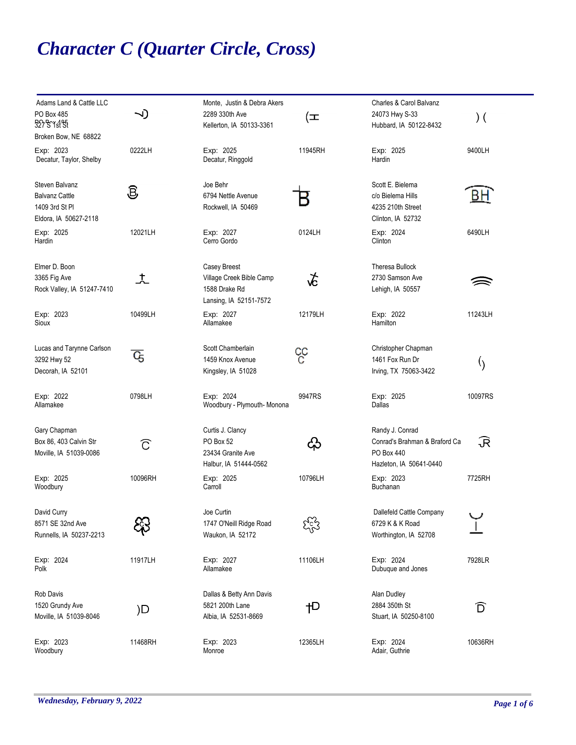# *Character C (Quarter Circle, Cross)*

Adams Land & Cattle LLC
PO Box 485
327 S 1st St
Broken Bow, NE 68822
Exp: 2023 — 0222LH
Decatur, Taylor, Shelby

Monte, Justin & Debra Akers
2289 330th Ave
Kellerton, IA 50133-3361
Exp: 2025 — 11945RH
Decatur, Ringgold

Charles & Carol Balvanz
24073 Hwy S-33
Hubbard, IA 50122-8432
Exp: 2025 — 9400LH
Hardin

Steven Balvanz
Balvanz Cattle
1409 3rd St Pl
Eldora, IA 50627-2118
Exp: 2025 — 12021LH
Hardin

Joe Behr
6794 Nettle Avenue
Rockwell, IA 50469
Exp: 2027 — 0124LH
Cerro Gordo

Scott E. Bielema
c/o Bielema Hills
4235 210th Street
Clinton, IA 52732
Exp: 2024 — 6490LH
Clinton

Elmer D. Boon
3365 Fig Ave
Rock Valley, IA 51247-7410
Exp: 2023 — 10499LH
Sioux

Casey Breest
Village Creek Bible Camp
1588 Drake Rd
Lansing, IA 52151-7572
Exp: 2027 — 12179LH
Allamakee

Theresa Bullock
2730 Samson Ave
Lehigh, IA 50557
Exp: 2022 — 11243LH
Hamilton

Lucas and Tarynne Carlson
3292 Hwy 52
Decorah, IA 52101
Exp: 2022 — 0798LH
Allamakee

Scott Chamberlain
1459 Knox Avenue
Kingsley, IA 51028
Exp: 2024 — 9947RS
Woodbury - Plymouth- Monona

Christopher Chapman
1461 Fox Run Dr
Irving, TX 75063-3422
Exp: 2025 — 10097RS
Dallas

Gary Chapman
Box 86, 403 Calvin Str
Moville, IA 51039-0086
Exp: 2025 — 10096RH
Woodbury

Curtis J. Clancy
PO Box 52
23434 Granite Ave
Halbur, IA 51444-0562
Exp: 2025 — 10796LH
Carroll

Randy J. Conrad
Conrad's Brahman & Braford Ca
PO Box 440
Hazleton, IA 50641-0440
Exp: 2023 — 7725RH
Buchanan

David Curry
8571 SE 32nd Ave
Runnells, IA 50237-2213
Exp: 2024 — 11917LH
Polk

Joe Curtin
1747 O'Neill Ridge Road
Waukon, IA 52172
Exp: 2027 — 11106LH
Allamakee

Dallefeld Cattle Company
6729 K & K Road
Worthington, IA 52708
Exp: 2024 — 7928LR
Dubuque and Jones

Rob Davis
1520 Grundy Ave
Moville, IA 51039-8046
Exp: 2023 — 11468RH
Woodbury

Dallas & Betty Ann Davis
5821 200th Lane
Albia, IA 52531-8669
Exp: 2023 — 12365LH
Monroe

Alan Dudley
2884 350th St
Stuart, IA 50250-8100
Exp: 2024 — 10636RH
Adair, Guthrie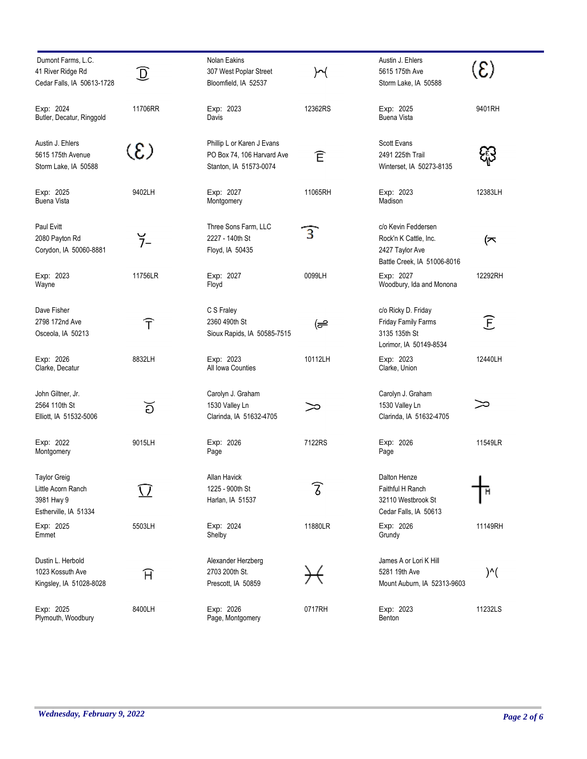| Owner | Brand | Owner | Brand | Owner | Brand |
|---|---|---|---|---|---|
| Dumont Farms, L.C.<br>41 River Ridge Rd<br>Cedar Falls, IA 50613-1728<br>Exp: 2024<br>Butler, Decatur, Ringgold | 11706RR | Nolan Eakins<br>307 West Poplar Street<br>Bloomfield, IA 52537<br>Exp: 2023<br>Davis | 12362RS | Austin J. Ehlers<br>5615 175th Ave<br>Storm Lake, IA 50588<br>Exp: 2025<br>Buena Vista | 9401RH |
| Austin J. Ehlers<br>5615 175th Avenue<br>Storm Lake, IA 50588<br>Exp: 2025<br>Buena Vista | 9402LH | Phillip L or Karen J Evans<br>PO Box 74, 106 Harvard Ave<br>Stanton, IA 51573-0074<br>Exp: 2027<br>Montgomery | 11065RH | Scott Evans<br>2491 225th Trail<br>Winterset, IA 50273-8135<br>Exp: 2023<br>Madison | 12383LH |
| Paul Evitt<br>2080 Payton Rd<br>Corydon, IA 50060-8881<br>Exp: 2023<br>Wayne | 11756LR | Three Sons Farm, LLC<br>2227 - 140th St<br>Floyd, IA 50435<br>Exp: 2027<br>Floyd | 0099LH | c/o Kevin Feddersen<br>Rock'n K Cattle, Inc.<br>2427 Taylor Ave<br>Battle Creek, IA 51006-8016<br>Exp: 2027<br>Woodbury, Ida and Monona | 12292RH |
| Dave Fisher<br>2798 172nd Ave<br>Osceola, IA 50213<br>Exp: 2026<br>Clarke, Decatur | 8832LH | C S Fraley<br>2360 490th St<br>Sioux Rapids, IA 50585-7515<br>Exp: 2023<br>All Iowa Counties | 10112LH | c/o Ricky D. Friday<br>Friday Family Farms<br>3135 135th St<br>Lorimor, IA 50149-8534<br>Exp: 2023<br>Clarke, Union | 12440LH |
| John Giltner, Jr.<br>2564 110th St<br>Elliott, IA 51532-5006<br>Exp: 2022<br>Montgomery | 9015LH | Carolyn J. Graham<br>1530 Valley Ln<br>Clarinda, IA 51632-4705<br>Exp: 2026<br>Page | 7122RS | Carolyn J. Graham<br>1530 Valley Ln<br>Clarinda, IA 51632-4705<br>Exp: 2026<br>Page | 11549LR |
| Taylor Greig<br>Little Acorn Ranch<br>3981 Hwy 9<br>Estherville, IA 51334<br>Exp: 2025<br>Emmet | 5503LH | Allan Havick<br>1225 - 900th St<br>Harlan, IA 51537<br>Exp: 2024<br>Shelby | 11880LR | Dalton Henze<br>Faithful H Ranch<br>32110 Westbrook St<br>Cedar Falls, IA 50613<br>Exp: 2026<br>Grundy | 11149RH |
| Dustin L. Herbold<br>1023 Kossuth Ave<br>Kingsley, IA 51028-8028<br>Exp: 2025<br>Plymouth, Woodbury | 8400LH | Alexander Herzberg<br>2703 200th St.<br>Prescott, IA 50859<br>Exp: 2026<br>Page, Montgomery | 0717RH | James A or Lori K Hill<br>5281 19th Ave<br>Mount Auburn, IA 52313-9603<br>Exp: 2023<br>Benton | 11232LS |

*Wednesday, February 9, 2022*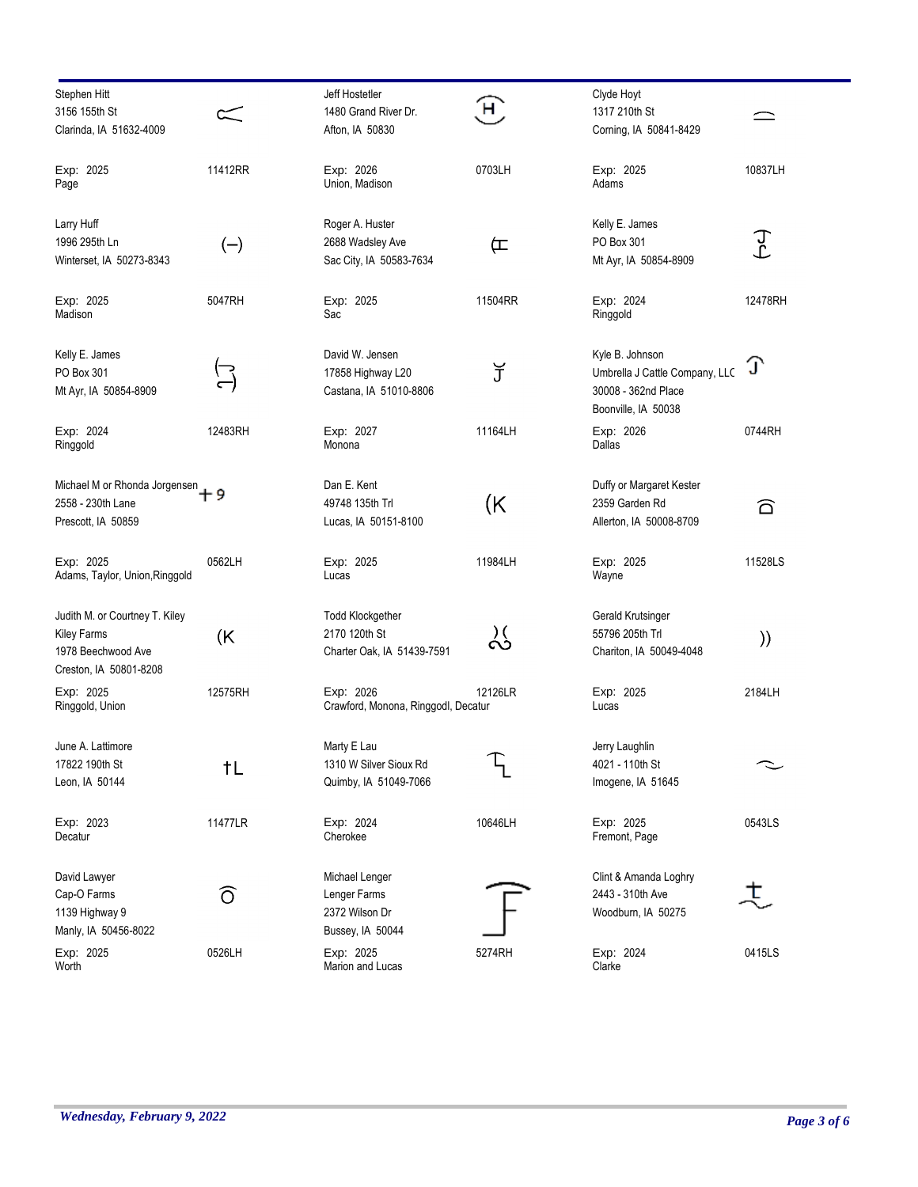| Name / Address | Brand | Expiration / County | Brand ID |
| --- | --- | --- | --- |
| Stephen Hitt<br>3156 155th St<br>Clarinda, IA 51632-4009 | | Exp: 2025<br>Page | 11412RR |
| Jeff Hostetler<br>1480 Grand River Dr.<br>Afton, IA 50830 | | Exp: 2026<br>Union, Madison | 0703LH |
| Clyde Hoyt<br>1317 210th St<br>Corning, IA 50841-8429 | | Exp: 2025<br>Adams | 10837LH |
| Larry Huff<br>1996 295th Ln<br>Winterset, IA 50273-8343 | (–) | Exp: 2025<br>Madison | 5047RH |
| Roger A. Huster<br>2688 Wadsley Ave<br>Sac City, IA 50583-7634 | | Exp: 2025<br>Sac | 11504RR |
| Kelly E. James<br>PO Box 301<br>Mt Ayr, IA 50854-8909 | | Exp: 2024<br>Ringgold | 12478RH |
| Kelly E. James<br>PO Box 301<br>Mt Ayr, IA 50854-8909 | | Exp: 2024<br>Ringgold | 12483RH |
| David W. Jensen<br>17858 Highway L20<br>Castana, IA 51010-8806 | | Exp: 2027<br>Monona | 11164LH |
| Kyle B. Johnson<br>Umbrella J Cattle Company, LLC<br>30008 - 362nd Place<br>Boonville, IA 50038 | | Exp: 2026<br>Dallas | 0744RH |
| Michael M or Rhonda Jorgensen<br>2558 - 230th Lane<br>Prescott, IA 50859 | +9 | Exp: 2025<br>Adams, Taylor, Union,Ringgold | 0562LH |
| Dan E. Kent<br>49748 135th Trl<br>Lucas, IA 50151-8100 | (K | Exp: 2025<br>Lucas | 11984LH |
| Duffy or Margaret Kester<br>2359 Garden Rd<br>Allerton, IA 50008-8709 | | Exp: 2025<br>Wayne | 11528LS |
| Judith M. or Courtney T. Kiley<br>Kiley Farms<br>1978 Beechwood Ave<br>Creston, IA 50801-8208 | (K | Exp: 2025<br>Ringgold, Union | 12575RH |
| Todd Klockgether<br>2170 120th St<br>Charter Oak, IA 51439-7591 | | Exp: 2026<br>Crawford, Monona, Ringgodl, Decatur | 12126LR |
| Gerald Krutsinger<br>55796 205th Trl<br>Chariton, IA 50049-4048 | )) | Exp: 2025<br>Lucas | 2184LH |
| June A. Lattimore<br>17822 190th St<br>Leon, IA 50144 | †L | Exp: 2023<br>Decatur | 11477LR |
| Marty E Lau<br>1310 W Silver Sioux Rd<br>Quimby, IA 51049-7066 | | Exp: 2024<br>Cherokee | 10646LH |
| Jerry Laughlin<br>4021 - 110th St<br>Imogene, IA 51645 | | Exp: 2025<br>Fremont, Page | 0543LS |
| David Lawyer<br>Cap-O Farms<br>1139 Highway 9<br>Manly, IA 50456-8022 | | Exp: 2025<br>Worth | 0526LH |
| Michael Lenger<br>Lenger Farms<br>2372 Wilson Dr<br>Bussey, IA 50044 | | Exp: 2025<br>Marion and Lucas | 5274RH |
| Clint & Amanda Loghry<br>2443 - 310th Ave<br>Woodburn, IA 50275 | | Exp: 2024<br>Clarke | 0415LS |

*Wednesday, February 9, 2022*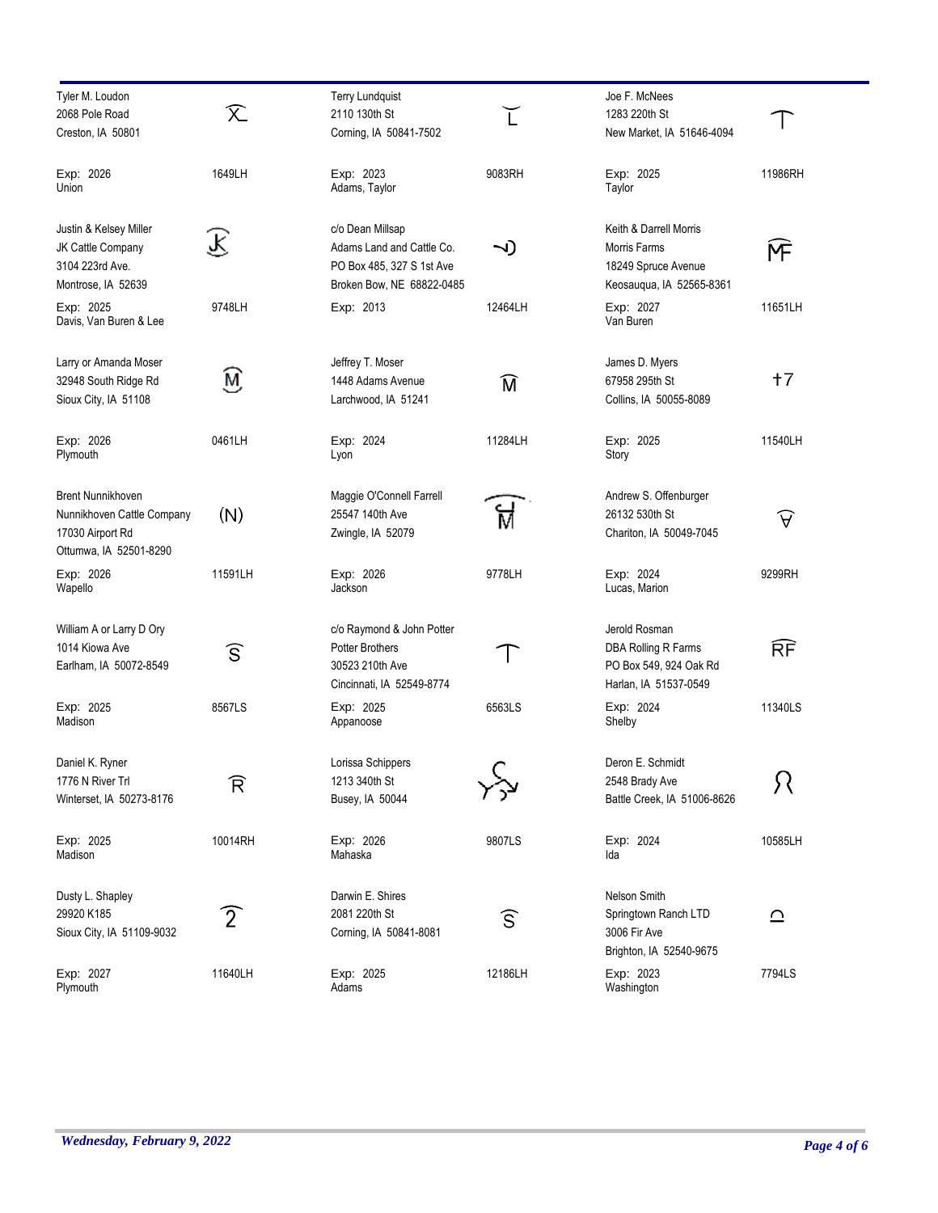| Owner | Brand | Owner | Brand | Owner | Brand |
|---|---|---|---|---|---|
| Tyler M. Loudon<br>2068 Pole Road<br>Creston, IA 50801<br>Exp: 2026<br>Union | 1649LH | Terry Lundquist<br>2110 130th St<br>Corning, IA 50841-7502<br>Exp: 2023<br>Adams, Taylor | 9083RH | Joe F. McNees<br>1283 220th St<br>New Market, IA 51646-4094<br>Exp: 2025<br>Taylor | 11986RH |
| Justin & Kelsey Miller<br>JK Cattle Company<br>3104 223rd Ave.<br>Montrose, IA 52639<br>Exp: 2025<br>Davis, Van Buren & Lee | 9748LH | c/o Dean Millsap<br>Adams Land and Cattle Co.<br>PO Box 485, 327 S 1st Ave<br>Broken Bow, NE 68822-0485<br>Exp: 2013 | 12464LH | Keith & Darrell Morris<br>Morris Farms<br>18249 Spruce Avenue<br>Keosauqua, IA 52565-8361<br>Exp: 2027<br>Van Buren | 11651LH |
| Larry or Amanda Moser<br>32948 South Ridge Rd<br>Sioux City, IA 51108<br>Exp: 2026<br>Plymouth | 0461LH | Jeffrey T. Moser<br>1448 Adams Avenue<br>Larchwood, IA 51241<br>Exp: 2024<br>Lyon | 11284LH | James D. Myers<br>67958 295th St<br>Collins, IA 50055-8089<br>Exp: 2025<br>Story | 11540LH |
| Brent Nunnikhoven<br>Nunnikhoven Cattle Company<br>17030 Airport Rd<br>Ottumwa, IA 52501-8290<br>Exp: 2026<br>Wapello | 11591LH | Maggie O'Connell Farrell<br>25547 140th Ave<br>Zwingle, IA 52079<br>Exp: 2026<br>Jackson | 9778LH | Andrew S. Offenburger<br>26132 530th St<br>Chariton, IA 50049-7045<br>Exp: 2024<br>Lucas, Marion | 9299RH |
| William A or Larry D Ory<br>1014 Kiowa Ave<br>Earlham, IA 50072-8549<br>Exp: 2025<br>Madison | 8567LS | c/o Raymond & John Potter<br>Potter Brothers<br>30523 210th Ave<br>Cincinnati, IA 52549-8774<br>Exp: 2025<br>Appanoose | 6563LS | Jerold Rosman<br>DBA Rolling R Farms<br>PO Box 549, 924 Oak Rd<br>Harlan, IA 51537-0549<br>Exp: 2024<br>Shelby | 11340LS |
| Daniel K. Ryner<br>1776 N River Trl<br>Winterset, IA 50273-8176<br>Exp: 2025<br>Madison | 10014RH | Lorissa Schippers<br>1213 340th St<br>Busey, IA 50044<br>Exp: 2026<br>Mahaska | 9807LS | Deron E. Schmidt<br>2548 Brady Ave<br>Battle Creek, IA 51006-8626<br>Exp: 2024<br>Ida | 10585LH |
| Dusty L. Shapley<br>29920 K185<br>Sioux City, IA 51109-9032<br>Exp: 2027<br>Plymouth | 11640LH | Darwin E. Shires<br>2081 220th St<br>Corning, IA 50841-8081<br>Exp: 2025<br>Adams | 12186LH | Nelson Smith<br>Springtown Ranch LTD<br>3006 Fir Ave<br>Brighton, IA 52540-9675<br>Exp: 2023<br>Washington | 7794LS |

*Wednesday, February 9, 2022*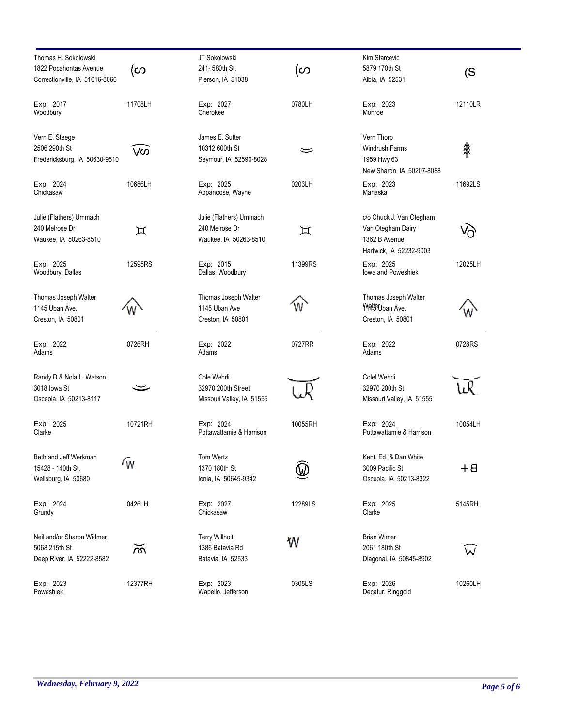| Name / Address | Brand | Name / Address | Brand | Name / Address | Brand |
|---|---|---|---|---|---|
| Thomas H. Sokolowski<br>1822 Pocahontas Avenue<br>Correctionville, IA 51016-8066<br>Exp: 2017<br>Woodbury | (ᔕ<br>11708LH | JT Sokolowski<br>241- 580th St.<br>Pierson, IA 51038<br>Exp: 2027<br>Cherokee | (ᔕ<br>0780LH | Kim Starcevic<br>5879 170th St<br>Albia, IA 52531<br>Exp: 2023<br>Monroe | (S<br>12110LR |
| Vern E. Steege<br>2506 290th St<br>Fredericksburg, IA 50630-9510<br>Exp: 2024<br>Chickasaw | Vᔕ<br>10686LH | James E. Sutter<br>10312 600th St<br>Seymour, IA 52590-8028<br>Exp: 2025<br>Appanoose, Wayne | 0203LH | Vern Thorp<br>Windrush Farms<br>1959 Hwy 63<br>New Sharon, IA 50207-8088<br>Exp: 2023<br>Mahaska | 11692LS |
| Julie (Flathers) Ummach<br>240 Melrose Dr<br>Waukee, IA 50263-8510<br>Exp: 2025<br>Woodbury, Dallas | ⌶<br>12595RS | Julie (Flathers) Ummach<br>240 Melrose Dr<br>Waukee, IA 50263-8510<br>Exp: 2015<br>Dallas, Woodbury | ⌶<br>11399RS | c/o Chuck J. Van Otegham<br>Van Otegham Dairy<br>1362 B Avenue<br>Hartwick, IA 52232-9003<br>Exp: 2025<br>Iowa and Poweshiek | VO<br>12025LH |
| Thomas Joseph Walter<br>1145 Uban Ave.<br>Creston, IA 50801<br>Exp: 2022<br>Adams | W<br>0726RH | Thomas Joseph Walter<br>1145 Uban Ave<br>Creston, IA 50801<br>Exp: 2022<br>Adams | W<br>0727RR | Thomas Joseph Walter<br>1145 Uban Ave.<br>Creston, IA 50801<br>Exp: 2022<br>Adams | W<br>0728RS |
| Randy D & Nola L. Watson<br>3018 Iowa St<br>Osceola, IA 50213-8117<br>Exp: 2025<br>Clarke | 10721RH | Cole Wehrli<br>32970 200th Street<br>Missouri Valley, IA 51555<br>Exp: 2024<br>Pottawattamie & Harrison | WR<br>10055RH | Colel Wehrli<br>32970 200th St<br>Missouri Valley, IA 51555<br>Exp: 2024<br>Pottawattamie & Harrison | WR<br>10054LH |
| Beth and Jeff Werkman<br>15428 - 140th St.<br>Wellsburg, IA 50680<br>Exp: 2024<br>Grundy | W<br>0426LH | Tom Wertz<br>1370 180th St<br>Ionia, IA 50645-9342<br>Exp: 2027<br>Chickasaw | Ⓦ<br>12289LS | Kent, Ed, & Dan White<br>3009 Pacific St<br>Osceola, IA 50213-8322<br>Exp: 2025<br>Clarke | +ᗺ<br>5145RH |
| Neil and/or Sharon Widmer<br>5068 215th St<br>Deep River, IA 52222-8582<br>Exp: 2023<br>Poweshiek | ᗰ<br>12377RH | Terry Willhoit<br>1386 Batavia Rd<br>Batavia, IA 52533<br>Exp: 2023<br>Wapello, Jefferson | W<br>0305LS | Brian Wimer<br>2061 180th St<br>Diagonal, IA 50845-8902<br>Exp: 2026<br>Decatur, Ringgold | W<br>10260LH |

*Wednesday, February 9, 2022*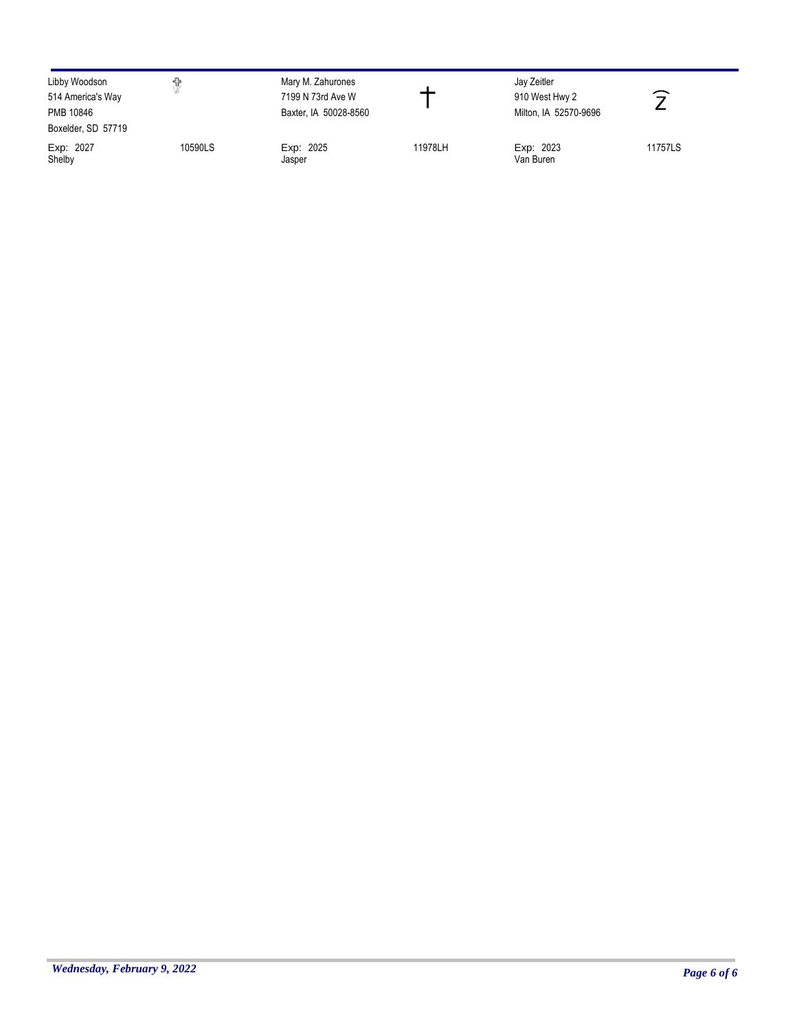| | | |
|---|---|---|
| Libby Woodson<br>514 America's Way<br>PMB 10846<br>Boxelder, SD 57719 | Mary M. Zahurones<br>7199 N 73rd Ave W<br>Baxter, IA 50028-8560 | Jay Zeitler<br>910 West Hwy 2<br>Milton, IA 52570-9696 |
| Exp: 2027 10590LS<br>Shelby | Exp: 2025 11978LH<br>Jasper | Exp: 2023 11757LS<br>Van Buren |

Wednesday, February 9, 2022